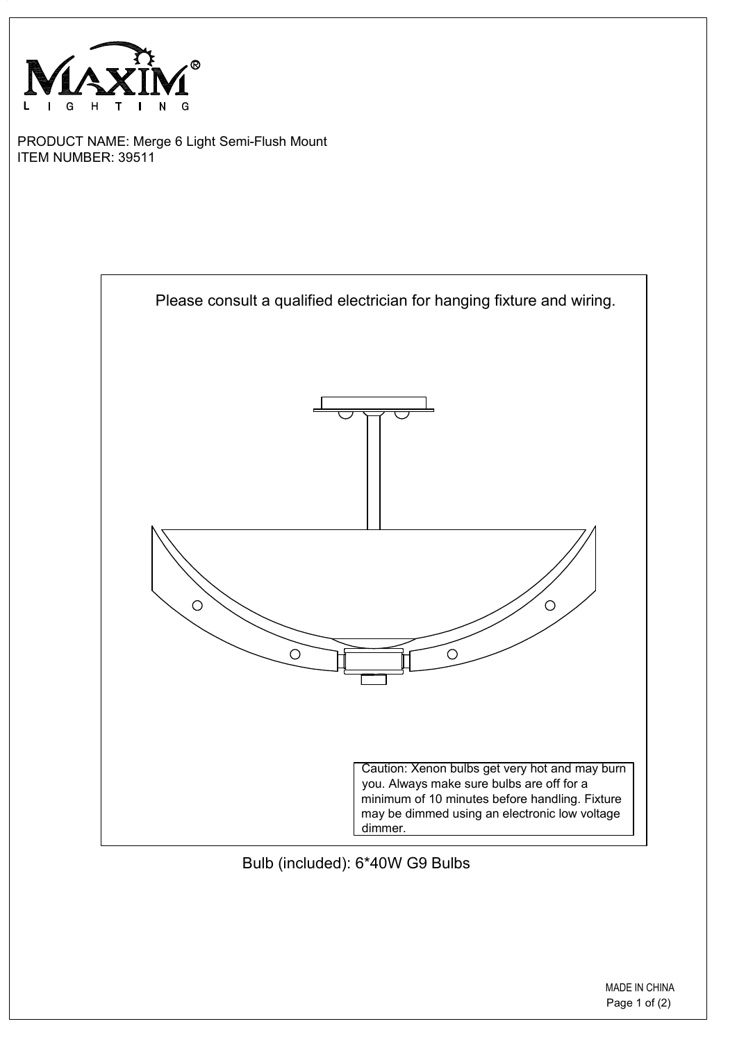MAXIM® LIGHTING

PRODUCT NAME: Merge 6 Light Semi-Flush Mount
ITEM NUMBER: 39511

Please consult a qualified electrician for hanging fixture and wiring.

Caution: Xenon bulbs get very hot and may burn you. Always make sure bulbs are off for a minimum of 10 minutes before handling. Fixture may be dimmed using an electronic low voltage dimmer.

Bulb (included): 6*40W G9 Bulbs

MADE IN CHINA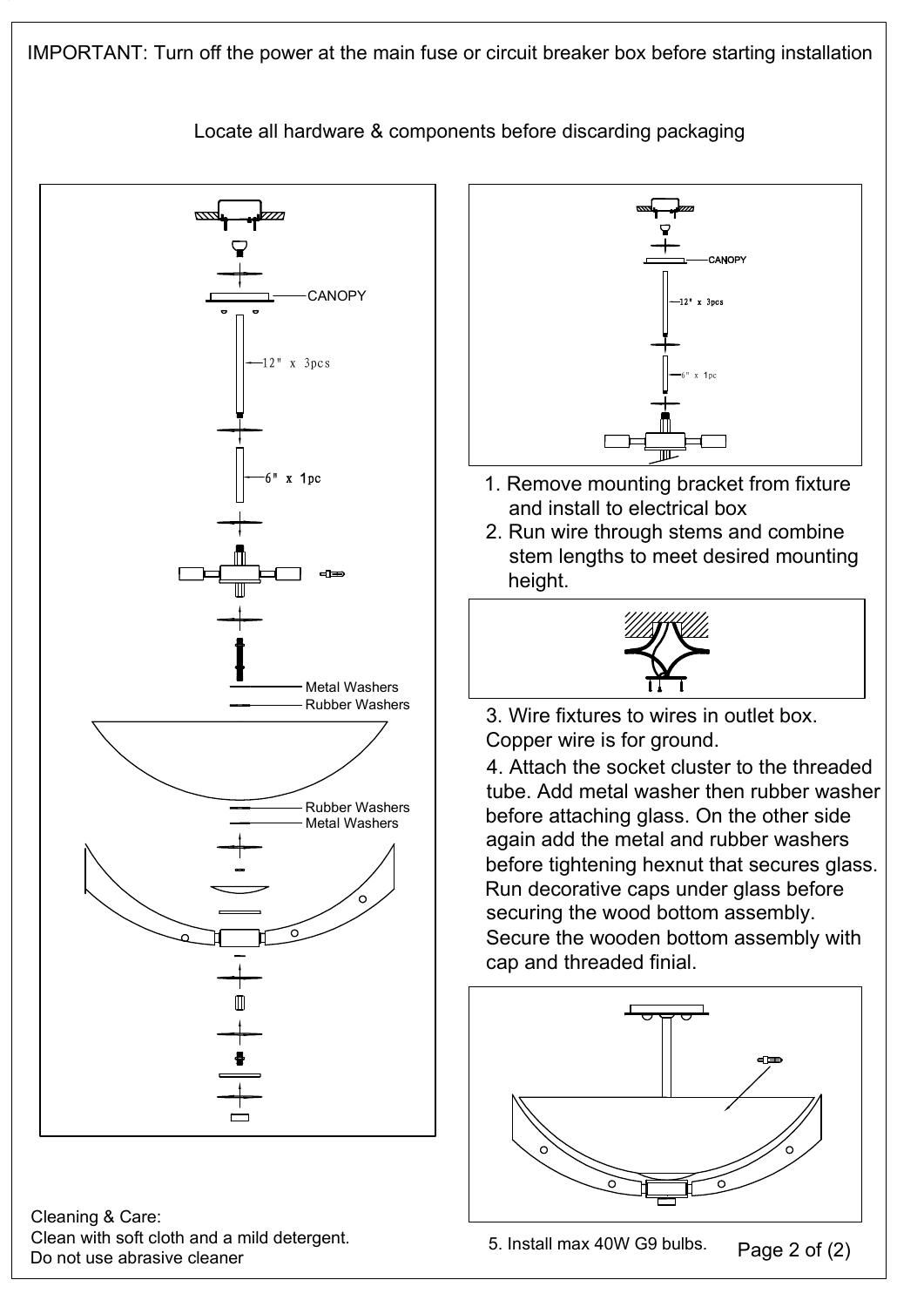IMPORTANT: Turn off the power at the main fuse or circuit breaker box before starting installation

Locate all hardware & components before discarding packaging

CANOPY

12" x 3pcs

6" x 1pc

Metal Washers

Rubber Washers

Rubber Washers

Metal Washers

CANOPY

12" x 3pcs

6" x 1pc

1. Remove mounting bracket from fixture and install to electrical box
2. Run wire through stems and combine stem lengths to meet desired mounting height.

3. Wire fixtures to wires in outlet box. Copper wire is for ground.

4. Attach the socket cluster to the threaded tube. Add metal washer then rubber washer before attaching glass. On the other side again add the metal and rubber washers before tightening hexnut that secures glass. Run decorative caps under glass before securing the wood bottom assembly. Secure the wooden bottom assembly with cap and threaded finial.

Cleaning & Care:
Clean with soft cloth and a mild detergent.
Do not use abrasive cleaner

5. Install max 40W G9 bulbs.